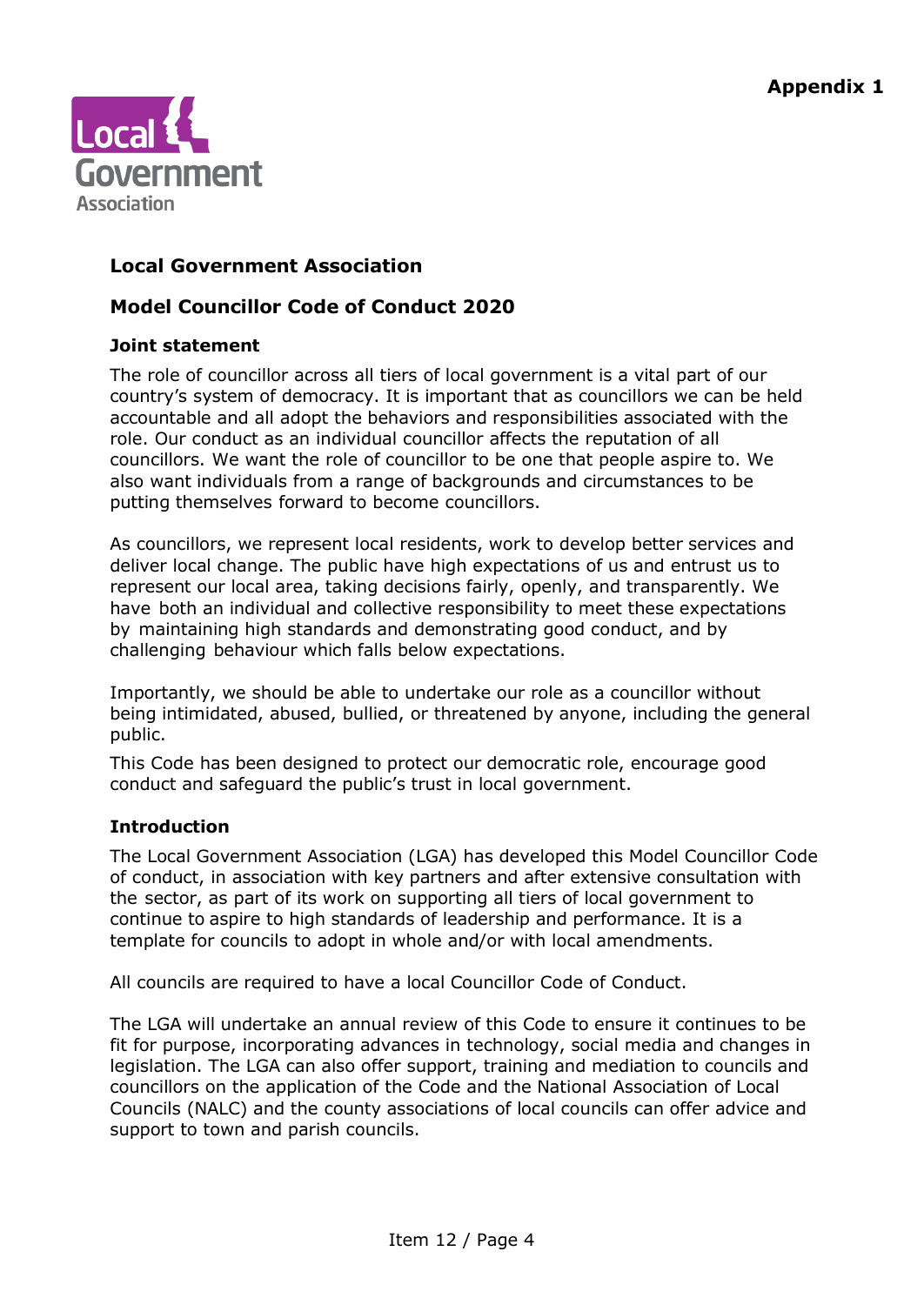**Appendix 1**

# Local Government Association

## Model Councillor Code of Conduct 2020

### Joint statement

The role of councillor across all tiers of local government is a vital part of our country's system of democracy. It is important that as councillors we can be held accountable and all adopt the behaviors and responsibilities associated with the role. Our conduct as an individual councillor affects the reputation of all councillors. We want the role of councillor to be one that people aspire to. We also want individuals from a range of backgrounds and circumstances to be putting themselves forward to become councillors.

As councillors, we represent local residents, work to develop better services and deliver local change. The public have high expectations of us and entrust us to represent our local area, taking decisions fairly, openly, and transparently. We have both an individual and collective responsibility to meet these expectations by maintaining high standards and demonstrating good conduct, and by challenging behaviour which falls below expectations.

Importantly, we should be able to undertake our role as a councillor without being intimidated, abused, bullied, or threatened by anyone, including the general public.

This Code has been designed to protect our democratic role, encourage good conduct and safeguard the public's trust in local government.

### Introduction

The Local Government Association (LGA) has developed this Model Councillor Code of conduct, in association with key partners and after extensive consultation with the sector, as part of its work on supporting all tiers of local government to continue to aspire to high standards of leadership and performance. It is a template for councils to adopt in whole and/or with local amendments.

All councils are required to have a local Councillor Code of Conduct.

The LGA will undertake an annual review of this Code to ensure it continues to be fit for purpose, incorporating advances in technology, social media and changes in legislation. The LGA can also offer support, training and mediation to councils and councillors on the application of the Code and the National Association of Local Councils (NALC) and the county associations of local councils can offer advice and support to town and parish councils.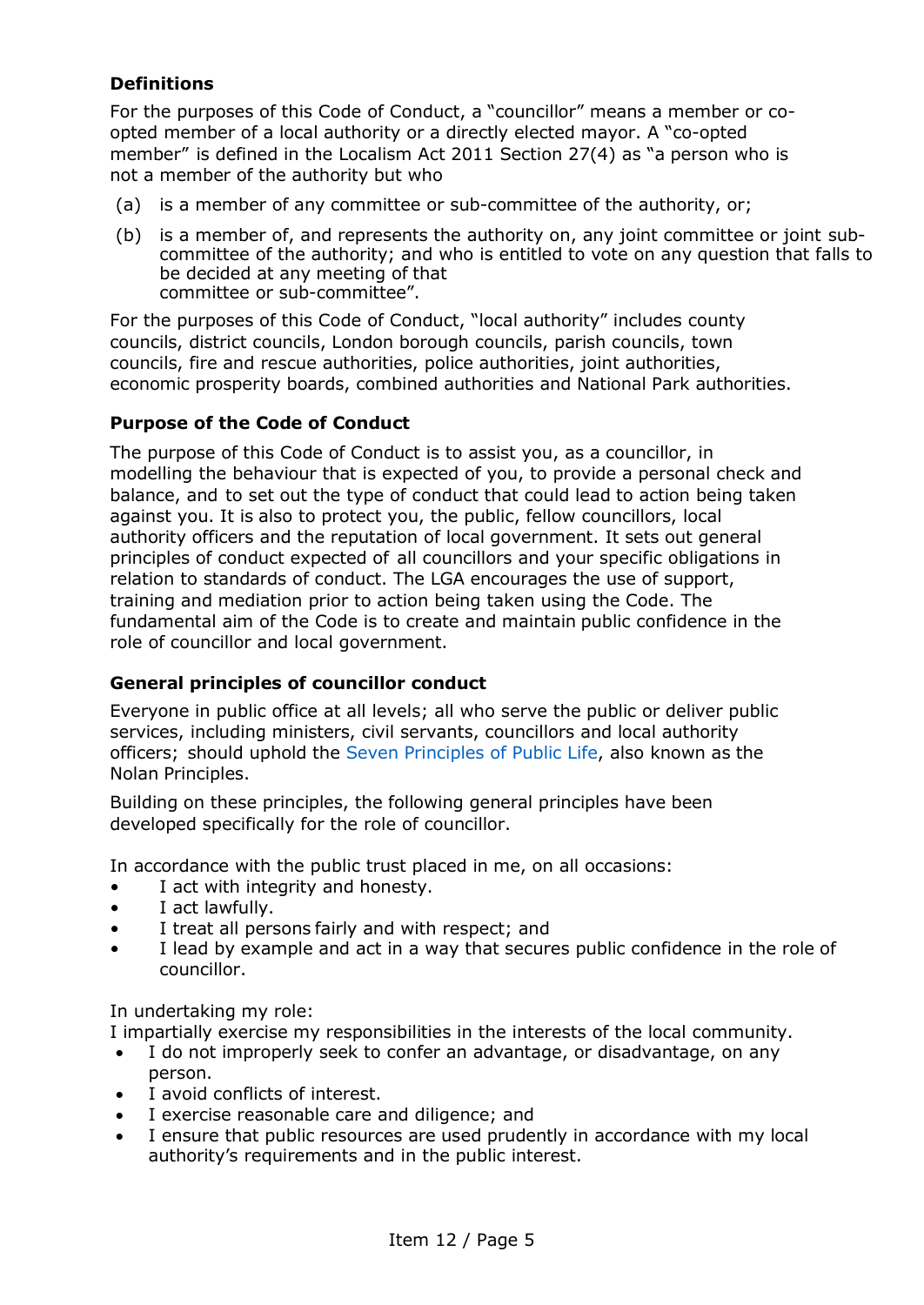### Definitions

For the purposes of this Code of Conduct, a "councillor" means a member or co-opted member of a local authority or a directly elected mayor. A "co-opted member" is defined in the Localism Act 2011 Section 27(4) as "a person who is not a member of the authority but who

(a) is a member of any committee or sub-committee of the authority, or;

(b) is a member of, and represents the authority on, any joint committee or joint sub-committee of the authority; and who is entitled to vote on any question that falls to be decided at any meeting of that committee or sub-committee".

For the purposes of this Code of Conduct, "local authority" includes county councils, district councils, London borough councils, parish councils, town councils, fire and rescue authorities, police authorities, joint authorities, economic prosperity boards, combined authorities and National Park authorities.

### Purpose of the Code of Conduct

The purpose of this Code of Conduct is to assist you, as a councillor, in modelling the behaviour that is expected of you, to provide a personal check and balance, and to set out the type of conduct that could lead to action being taken against you. It is also to protect you, the public, fellow councillors, local authority officers and the reputation of local government. It sets out general principles of conduct expected of all councillors and your specific obligations in relation to standards of conduct. The LGA encourages the use of support, training and mediation prior to action being taken using the Code. The fundamental aim of the Code is to create and maintain public confidence in the role of councillor and local government.

### General principles of councillor conduct

Everyone in public office at all levels; all who serve the public or deliver public services, including ministers, civil servants, councillors and local authority officers; should uphold the Seven Principles of Public Life, also known as the Nolan Principles.

Building on these principles, the following general principles have been developed specifically for the role of councillor.

In accordance with the public trust placed in me, on all occasions:

- I act with integrity and honesty.
- I act lawfully.
- I treat all persons fairly and with respect; and
- I lead by example and act in a way that secures public confidence in the role of councillor.

In undertaking my role:

I impartially exercise my responsibilities in the interests of the local community.

- I do not improperly seek to confer an advantage, or disadvantage, on any person.
- I avoid conflicts of interest.
- I exercise reasonable care and diligence; and
- I ensure that public resources are used prudently in accordance with my local authority's requirements and in the public interest.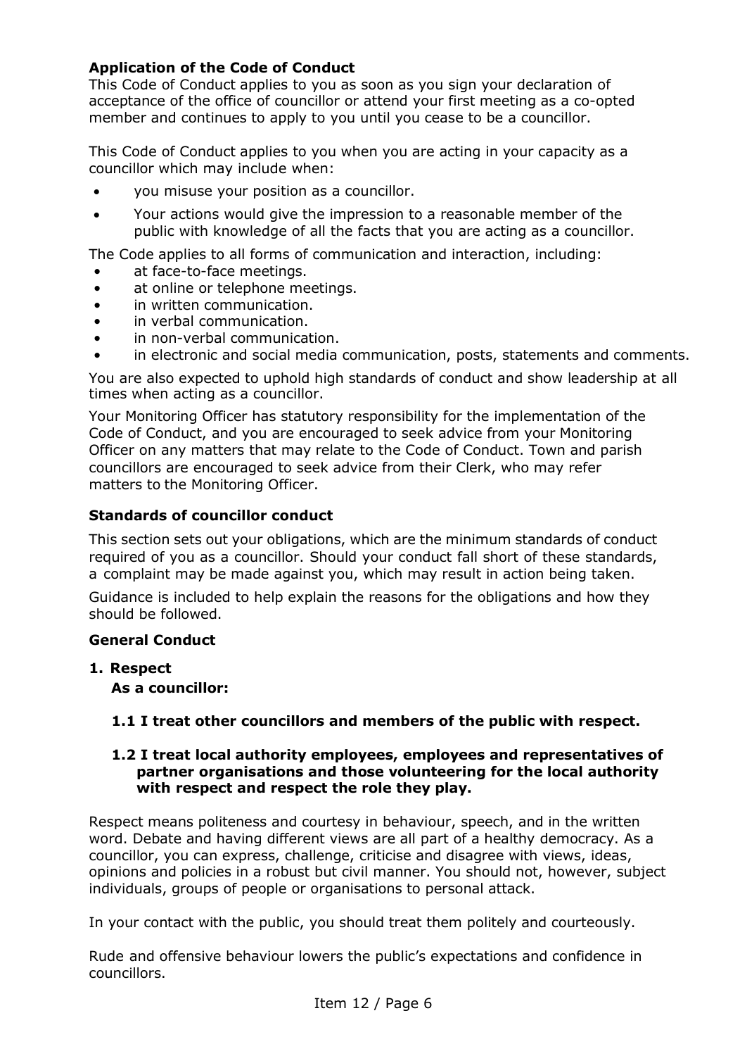**Application of the Code of Conduct**

This Code of Conduct applies to you as soon as you sign your declaration of acceptance of the office of councillor or attend your first meeting as a co-opted member and continues to apply to you until you cease to be a councillor.

This Code of Conduct applies to you when you are acting in your capacity as a councillor which may include when:

- you misuse your position as a councillor.
- Your actions would give the impression to a reasonable member of the public with knowledge of all the facts that you are acting as a councillor.

The Code applies to all forms of communication and interaction, including:

- at face-to-face meetings.
- at online or telephone meetings.
- in written communication.
- in verbal communication.
- in non-verbal communication.
- in electronic and social media communication, posts, statements and comments.

You are also expected to uphold high standards of conduct and show leadership at all times when acting as a councillor.

Your Monitoring Officer has statutory responsibility for the implementation of the Code of Conduct, and you are encouraged to seek advice from your Monitoring Officer on any matters that may relate to the Code of Conduct. Town and parish councillors are encouraged to seek advice from their Clerk, who may refer matters to the Monitoring Officer.

**Standards of councillor conduct**

This section sets out your obligations, which are the minimum standards of conduct required of you as a councillor. Should your conduct fall short of these standards, a complaint may be made against you, which may result in action being taken.

Guidance is included to help explain the reasons for the obligations and how they should be followed.

**General Conduct**

**1. Respect**

**As a councillor:**

**1.1 I treat other councillors and members of the public with respect.**

**1.2 I treat local authority employees, employees and representatives of partner organisations and those volunteering for the local authority with respect and respect the role they play.**

Respect means politeness and courtesy in behaviour, speech, and in the written word. Debate and having different views are all part of a healthy democracy. As a councillor, you can express, challenge, criticise and disagree with views, ideas, opinions and policies in a robust but civil manner. You should not, however, subject individuals, groups of people or organisations to personal attack.

In your contact with the public, you should treat them politely and courteously.

Rude and offensive behaviour lowers the public's expectations and confidence in councillors.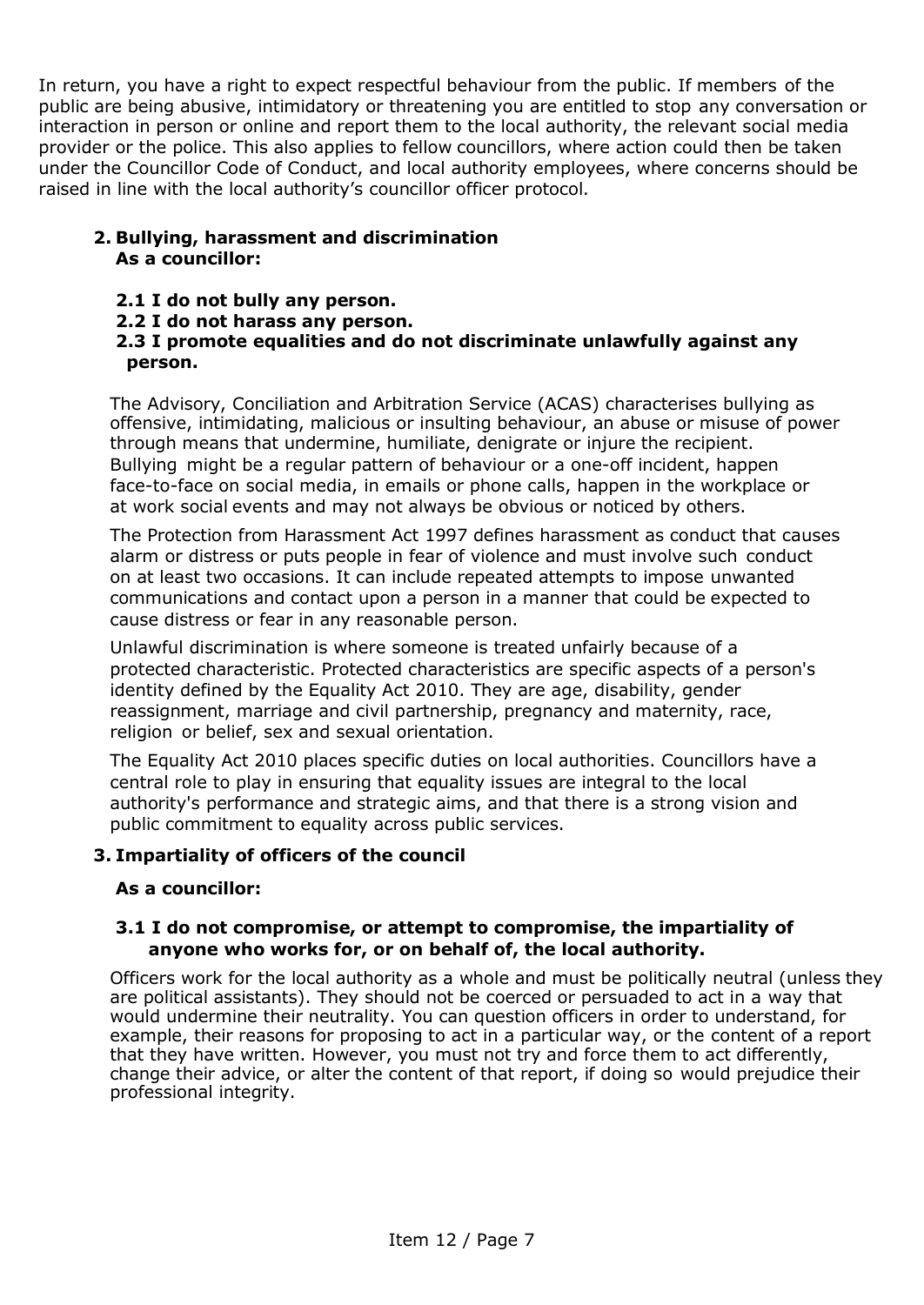In return, you have a right to expect respectful behaviour from the public. If members of the public are being abusive, intimidatory or threatening you are entitled to stop any conversation or interaction in person or online and report them to the local authority, the relevant social media provider or the police. This also applies to fellow councillors, where action could then be taken under the Councillor Code of Conduct, and local authority employees, where concerns should be raised in line with the local authority's councillor officer protocol.

## 2. Bullying, harassment and discrimination

**As a councillor:**

**2.1 I do not bully any person.**

**2.2 I do not harass any person.**

**2.3 I promote equalities and do not discriminate unlawfully against any person.**

The Advisory, Conciliation and Arbitration Service (ACAS) characterises bullying as offensive, intimidating, malicious or insulting behaviour, an abuse or misuse of power through means that undermine, humiliate, denigrate or injure the recipient. Bullying might be a regular pattern of behaviour or a one-off incident, happen face-to-face on social media, in emails or phone calls, happen in the workplace or at work social events and may not always be obvious or noticed by others.

The Protection from Harassment Act 1997 defines harassment as conduct that causes alarm or distress or puts people in fear of violence and must involve such conduct on at least two occasions. It can include repeated attempts to impose unwanted communications and contact upon a person in a manner that could be expected to cause distress or fear in any reasonable person.

Unlawful discrimination is where someone is treated unfairly because of a protected characteristic. Protected characteristics are specific aspects of a person's identity defined by the Equality Act 2010. They are age, disability, gender reassignment, marriage and civil partnership, pregnancy and maternity, race, religion or belief, sex and sexual orientation.

The Equality Act 2010 places specific duties on local authorities. Councillors have a central role to play in ensuring that equality issues are integral to the local authority's performance and strategic aims, and that there is a strong vision and public commitment to equality across public services.

## 3. Impartiality of officers of the council

**As a councillor:**

**3.1 I do not compromise, or attempt to compromise, the impartiality of anyone who works for, or on behalf of, the local authority.**

Officers work for the local authority as a whole and must be politically neutral (unless they are political assistants). They should not be coerced or persuaded to act in a way that would undermine their neutrality. You can question officers in order to understand, for example, their reasons for proposing to act in a particular way, or the content of a report that they have written. However, you must not try and force them to act differently, change their advice, or alter the content of that report, if doing so would prejudice their professional integrity.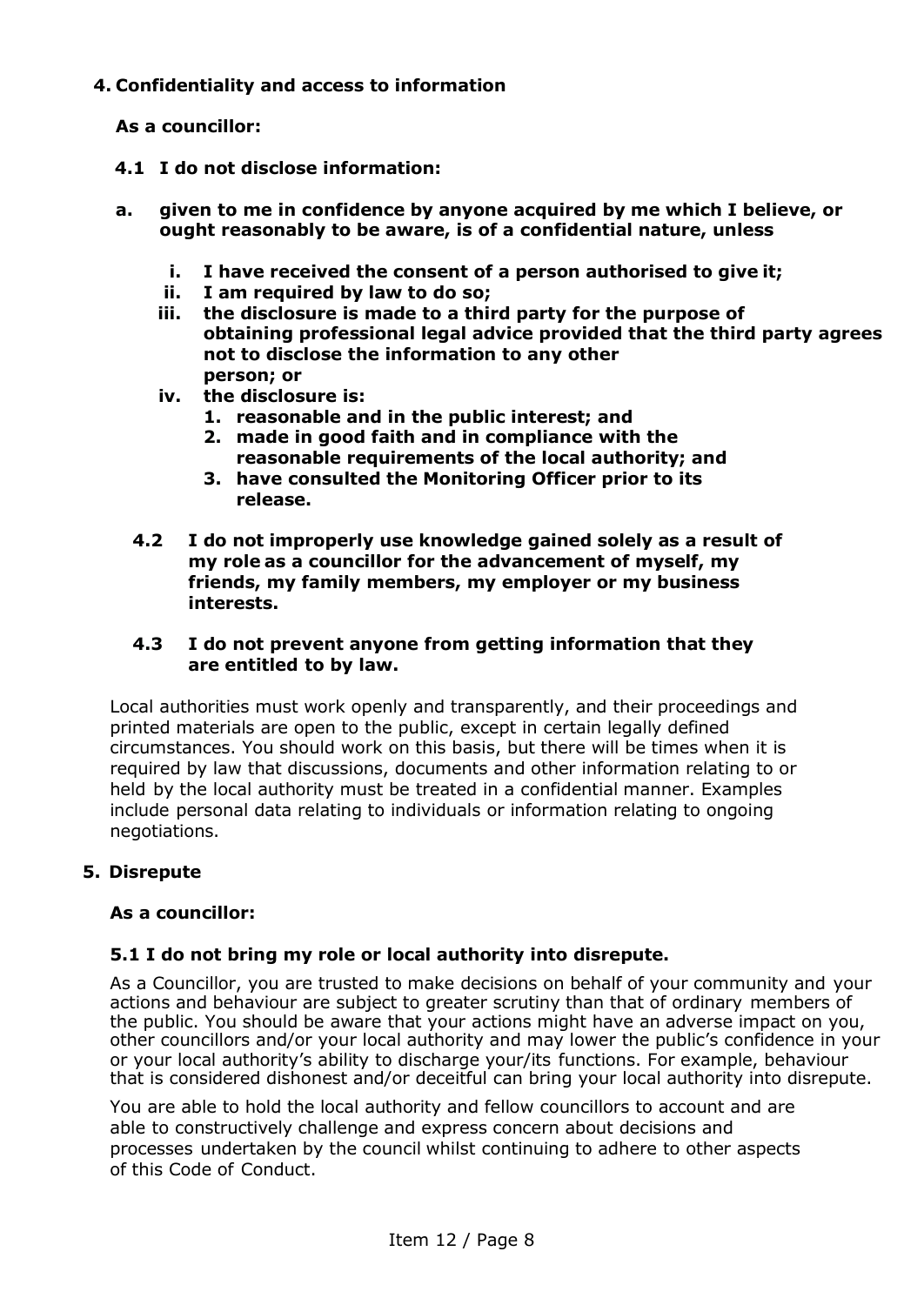## 4. Confidentiality and access to information

**As a councillor:**

**4.1 I do not disclose information:**

**a. given to me in confidence by anyone acquired by me which I believe, or ought reasonably to be aware, is of a confidential nature, unless**

- **i. I have received the consent of a person authorised to give it;**
- **ii. I am required by law to do so;**
- **iii. the disclosure is made to a third party for the purpose of obtaining professional legal advice provided that the third party agrees not to disclose the information to any other person; or**
- **iv. the disclosure is:**
  1. **reasonable and in the public interest; and**
  2. **made in good faith and in compliance with the reasonable requirements of the local authority; and**
  3. **have consulted the Monitoring Officer prior to its release.**

**4.2 I do not improperly use knowledge gained solely as a result of my role as a councillor for the advancement of myself, my friends, my family members, my employer or my business interests.**

**4.3 I do not prevent anyone from getting information that they are entitled to by law.**

Local authorities must work openly and transparently, and their proceedings and printed materials are open to the public, except in certain legally defined circumstances. You should work on this basis, but there will be times when it is required by law that discussions, documents and other information relating to or held by the local authority must be treated in a confidential manner. Examples include personal data relating to individuals or information relating to ongoing negotiations.

## 5. Disrepute

**As a councillor:**

**5.1 I do not bring my role or local authority into disrepute.**

As a Councillor, you are trusted to make decisions on behalf of your community and your actions and behaviour are subject to greater scrutiny than that of ordinary members of the public. You should be aware that your actions might have an adverse impact on you, other councillors and/or your local authority and may lower the public's confidence in your or your local authority's ability to discharge your/its functions. For example, behaviour that is considered dishonest and/or deceitful can bring your local authority into disrepute.

You are able to hold the local authority and fellow councillors to account and are able to constructively challenge and express concern about decisions and processes undertaken by the council whilst continuing to adhere to other aspects of this Code of Conduct.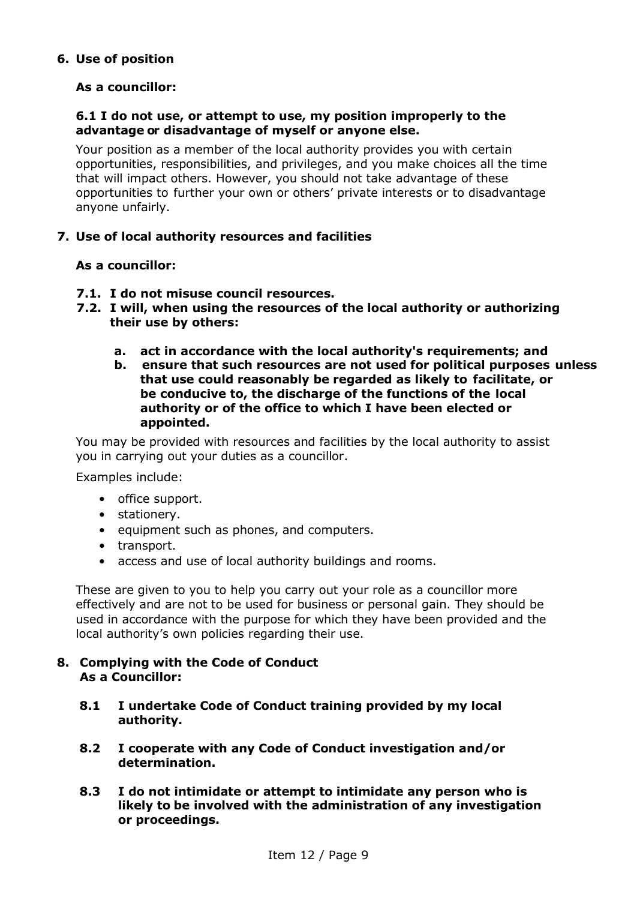## 6. Use of position

**As a councillor:**

**6.1 I do not use, or attempt to use, my position improperly to the advantage or disadvantage of myself or anyone else.**

Your position as a member of the local authority provides you with certain opportunities, responsibilities, and privileges, and you make choices all the time that will impact others. However, you should not take advantage of these opportunities to further your own or others' private interests or to disadvantage anyone unfairly.

## 7. Use of local authority resources and facilities

**As a councillor:**

**7.1. I do not misuse council resources.**

**7.2. I will, when using the resources of the local authority or authorizing their use by others:**

**a. act in accordance with the local authority's requirements; and**

**b. ensure that such resources are not used for political purposes unless that use could reasonably be regarded as likely to facilitate, or be conducive to, the discharge of the functions of the local authority or of the office to which I have been elected or appointed.**

You may be provided with resources and facilities by the local authority to assist you in carrying out your duties as a councillor.

Examples include:

- office support.
- stationery.
- equipment such as phones, and computers.
- transport.
- access and use of local authority buildings and rooms.

These are given to you to help you carry out your role as a councillor more effectively and are not to be used for business or personal gain. They should be used in accordance with the purpose for which they have been provided and the local authority's own policies regarding their use.

## 8. Complying with the Code of Conduct

**As a Councillor:**

**8.1 I undertake Code of Conduct training provided by my local authority.**

**8.2 I cooperate with any Code of Conduct investigation and/or determination.**

**8.3 I do not intimidate or attempt to intimidate any person who is likely to be involved with the administration of any investigation or proceedings.**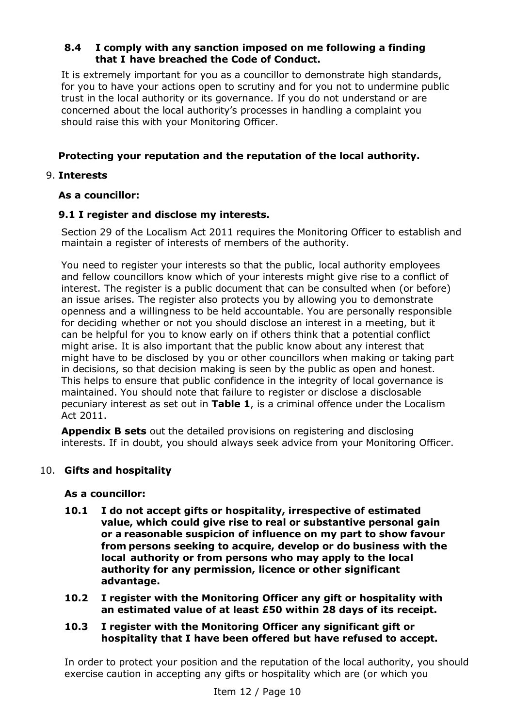**8.4 I comply with any sanction imposed on me following a finding that I have breached the Code of Conduct.**

It is extremely important for you as a councillor to demonstrate high standards, for you to have your actions open to scrutiny and for you not to undermine public trust in the local authority or its governance. If you do not understand or are concerned about the local authority's processes in handling a complaint you should raise this with your Monitoring Officer.

## Protecting your reputation and the reputation of the local authority.

### 9. Interests

**As a councillor:**

**9.1 I register and disclose my interests.**

Section 29 of the Localism Act 2011 requires the Monitoring Officer to establish and maintain a register of interests of members of the authority.

You need to register your interests so that the public, local authority employees and fellow councillors know which of your interests might give rise to a conflict of interest. The register is a public document that can be consulted when (or before) an issue arises. The register also protects you by allowing you to demonstrate openness and a willingness to be held accountable. You are personally responsible for deciding whether or not you should disclose an interest in a meeting, but it can be helpful for you to know early on if others think that a potential conflict might arise. It is also important that the public know about any interest that might have to be disclosed by you or other councillors when making or taking part in decisions, so that decision making is seen by the public as open and honest. This helps to ensure that public confidence in the integrity of local governance is maintained. You should note that failure to register or disclose a disclosable pecuniary interest as set out in **Table 1**, is a criminal offence under the Localism Act 2011.

**Appendix B sets** out the detailed provisions on registering and disclosing interests. If in doubt, you should always seek advice from your Monitoring Officer.

### 10. Gifts and hospitality

**As a councillor:**

**10.1 I do not accept gifts or hospitality, irrespective of estimated value, which could give rise to real or substantive personal gain or a reasonable suspicion of influence on my part to show favour from persons seeking to acquire, develop or do business with the local authority or from persons who may apply to the local authority for any permission, licence or other significant advantage.**

**10.2 I register with the Monitoring Officer any gift or hospitality with an estimated value of at least £50 within 28 days of its receipt.**

**10.3 I register with the Monitoring Officer any significant gift or hospitality that I have been offered but have refused to accept.**

In order to protect your position and the reputation of the local authority, you should exercise caution in accepting any gifts or hospitality which are (or which you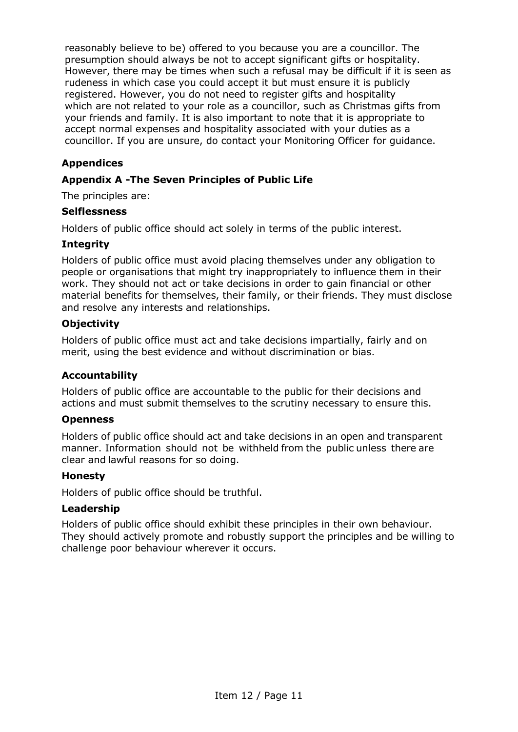reasonably believe to be) offered to you because you are a councillor. The presumption should always be not to accept significant gifts or hospitality. However, there may be times when such a refusal may be difficult if it is seen as rudeness in which case you could accept it but must ensure it is publicly registered. However, you do not need to register gifts and hospitality which are not related to your role as a councillor, such as Christmas gifts from your friends and family. It is also important to note that it is appropriate to accept normal expenses and hospitality associated with your duties as a councillor. If you are unsure, do contact your Monitoring Officer for guidance.

## Appendices

### Appendix A -The Seven Principles of Public Life

The principles are:

#### Selflessness

Holders of public office should act solely in terms of the public interest.

#### Integrity

Holders of public office must avoid placing themselves under any obligation to people or organisations that might try inappropriately to influence them in their work. They should not act or take decisions in order to gain financial or other material benefits for themselves, their family, or their friends. They must disclose and resolve any interests and relationships.

#### Objectivity

Holders of public office must act and take decisions impartially, fairly and on merit, using the best evidence and without discrimination or bias.

#### Accountability

Holders of public office are accountable to the public for their decisions and actions and must submit themselves to the scrutiny necessary to ensure this.

#### Openness

Holders of public office should act and take decisions in an open and transparent manner. Information should not be withheld from the public unless there are clear and lawful reasons for so doing.

#### Honesty

Holders of public office should be truthful.

#### Leadership

Holders of public office should exhibit these principles in their own behaviour. They should actively promote and robustly support the principles and be willing to challenge poor behaviour wherever it occurs.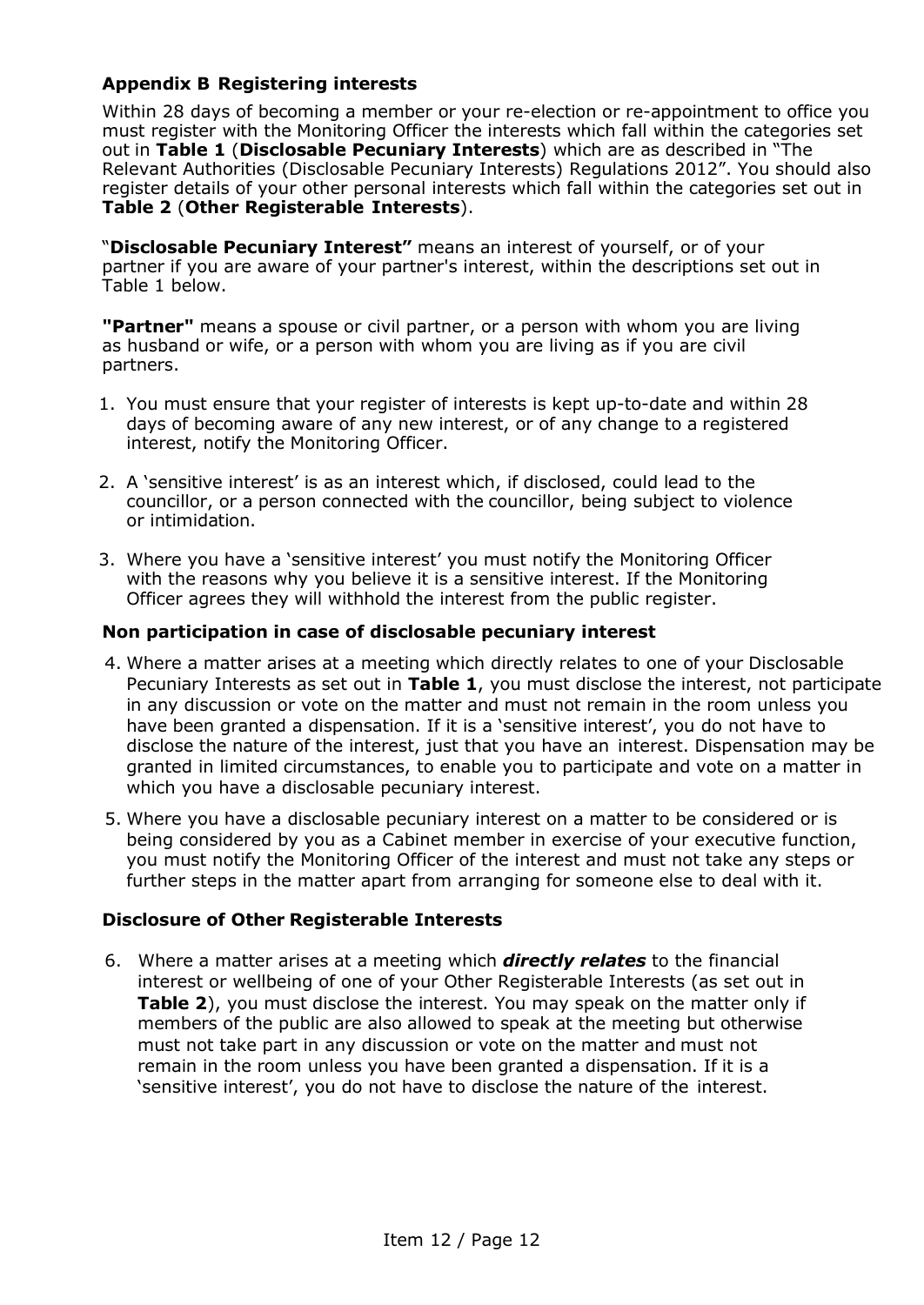## Appendix B Registering interests

Within 28 days of becoming a member or your re-election or re-appointment to office you must register with the Monitoring Officer the interests which fall within the categories set out in **Table 1** (**Disclosable Pecuniary Interests**) which are as described in "The Relevant Authorities (Disclosable Pecuniary Interests) Regulations 2012". You should also register details of your other personal interests which fall within the categories set out in **Table 2** (**Other Registerable Interests**).

"**Disclosable Pecuniary Interest"** means an interest of yourself, or of your partner if you are aware of your partner's interest, within the descriptions set out in Table 1 below.

**"Partner"** means a spouse or civil partner, or a person with whom you are living as husband or wife, or a person with whom you are living as if you are civil partners.

1. You must ensure that your register of interests is kept up-to-date and within 28 days of becoming aware of any new interest, or of any change to a registered interest, notify the Monitoring Officer.
2. A 'sensitive interest' is as an interest which, if disclosed, could lead to the councillor, or a person connected with the councillor, being subject to violence or intimidation.
3. Where you have a 'sensitive interest' you must notify the Monitoring Officer with the reasons why you believe it is a sensitive interest. If the Monitoring Officer agrees they will withhold the interest from the public register.

### Non participation in case of disclosable pecuniary interest

4. Where a matter arises at a meeting which directly relates to one of your Disclosable Pecuniary Interests as set out in **Table 1**, you must disclose the interest, not participate in any discussion or vote on the matter and must not remain in the room unless you have been granted a dispensation. If it is a 'sensitive interest', you do not have to disclose the nature of the interest, just that you have an interest. Dispensation may be granted in limited circumstances, to enable you to participate and vote on a matter in which you have a disclosable pecuniary interest.
5. Where you have a disclosable pecuniary interest on a matter to be considered or is being considered by you as a Cabinet member in exercise of your executive function, you must notify the Monitoring Officer of the interest and must not take any steps or further steps in the matter apart from arranging for someone else to deal with it.

### Disclosure of Other Registerable Interests

6. Where a matter arises at a meeting which ***directly relates*** to the financial interest or wellbeing of one of your Other Registerable Interests (as set out in **Table 2**), you must disclose the interest. You may speak on the matter only if members of the public are also allowed to speak at the meeting but otherwise must not take part in any discussion or vote on the matter and must not remain in the room unless you have been granted a dispensation. If it is a 'sensitive interest', you do not have to disclose the nature of the interest.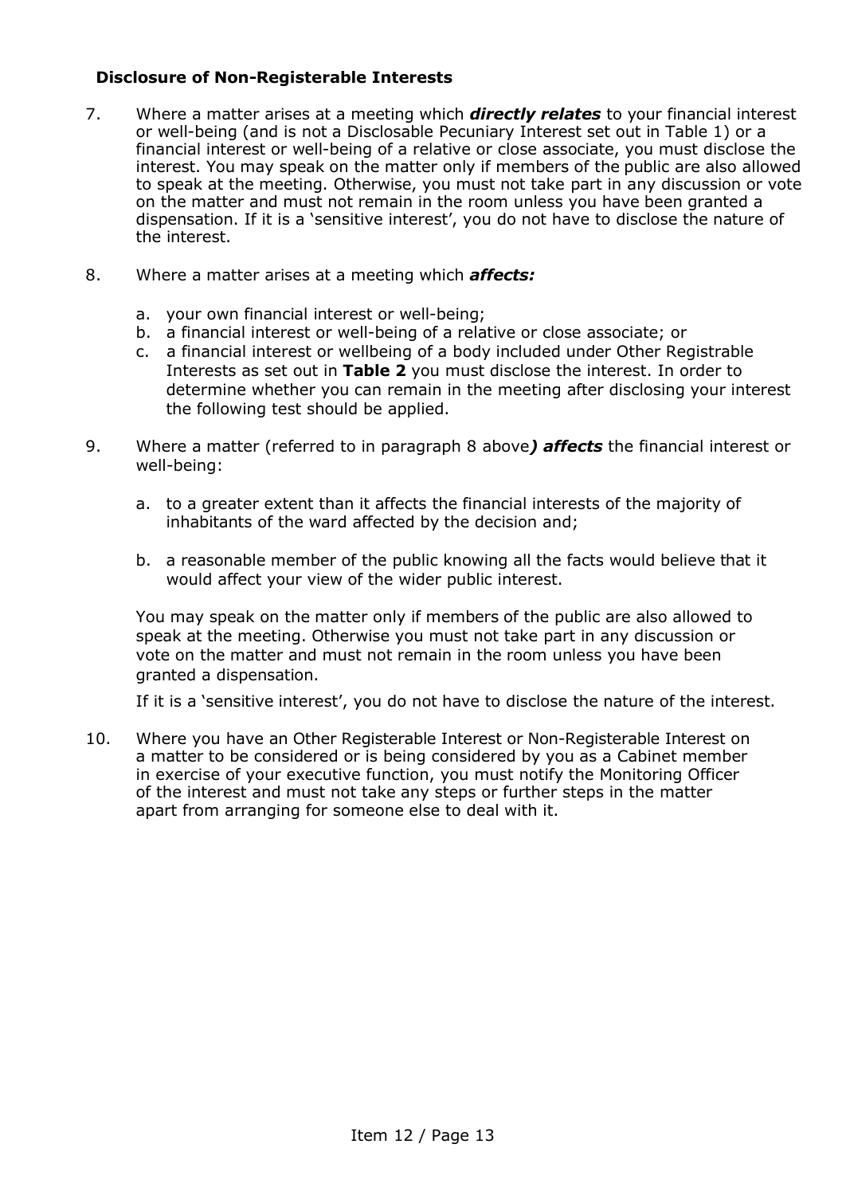### Disclosure of Non-Registerable Interests

7. Where a matter arises at a meeting which ***directly relates*** to your financial interest or well-being (and is not a Disclosable Pecuniary Interest set out in Table 1) or a financial interest or well-being of a relative or close associate, you must disclose the interest. You may speak on the matter only if members of the public are also allowed to speak at the meeting. Otherwise, you must not take part in any discussion or vote on the matter and must not remain in the room unless you have been granted a dispensation. If it is a 'sensitive interest', you do not have to disclose the nature of the interest.

8. Where a matter arises at a meeting which ***affects:***

   a. your own financial interest or well-being;
   b. a financial interest or well-being of a relative or close associate; or
   c. a financial interest or wellbeing of a body included under Other Registrable Interests as set out in **Table 2** you must disclose the interest. In order to determine whether you can remain in the meeting after disclosing your interest the following test should be applied.

9. Where a matter (referred to in paragraph 8 above***) affects*** the financial interest or well-being:

   a. to a greater extent than it affects the financial interests of the majority of inhabitants of the ward affected by the decision and;

   b. a reasonable member of the public knowing all the facts would believe that it would affect your view of the wider public interest.

   You may speak on the matter only if members of the public are also allowed to speak at the meeting. Otherwise you must not take part in any discussion or vote on the matter and must not remain in the room unless you have been granted a dispensation.

   If it is a 'sensitive interest', you do not have to disclose the nature of the interest.

10. Where you have an Other Registerable Interest or Non-Registerable Interest on a matter to be considered or is being considered by you as a Cabinet member in exercise of your executive function, you must notify the Monitoring Officer of the interest and must not take any steps or further steps in the matter apart from arranging for someone else to deal with it.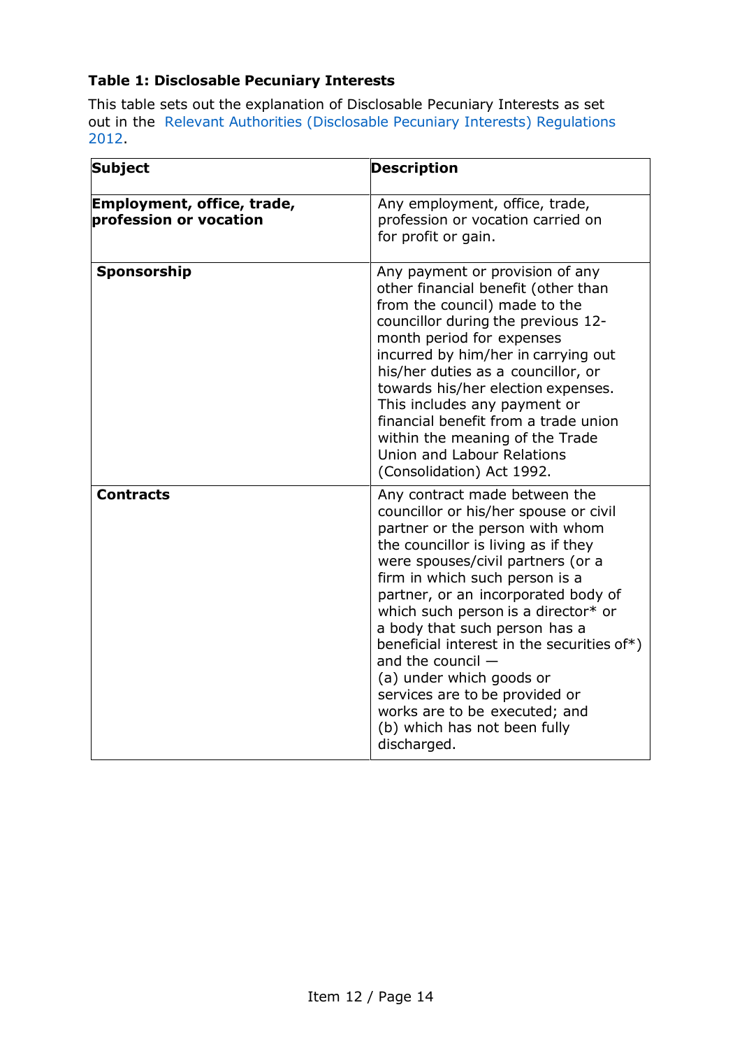**Table 1: Disclosable Pecuniary Interests**

This table sets out the explanation of Disclosable Pecuniary Interests as set out in the Relevant Authorities (Disclosable Pecuniary Interests) Regulations 2012.

| Subject | Description |
|---|---|
| **Employment, office, trade, profession or vocation** | Any employment, office, trade, profession or vocation carried on for profit or gain. |
| **Sponsorship** | Any payment or provision of any other financial benefit (other than from the council) made to the councillor during the previous 12-month period for expenses incurred by him/her in carrying out his/her duties as a councillor, or towards his/her election expenses. This includes any payment or financial benefit from a trade union within the meaning of the Trade Union and Labour Relations (Consolidation) Act 1992. |
| **Contracts** | Any contract made between the councillor or his/her spouse or civil partner or the person with whom the councillor is living as if they were spouses/civil partners (or a firm in which such person is a partner, or an incorporated body of which such person is a director* or a body that such person has a beneficial interest in the securities of*) and the council — (a) under which goods or services are to be provided or works are to be executed; and (b) which has not been fully discharged. |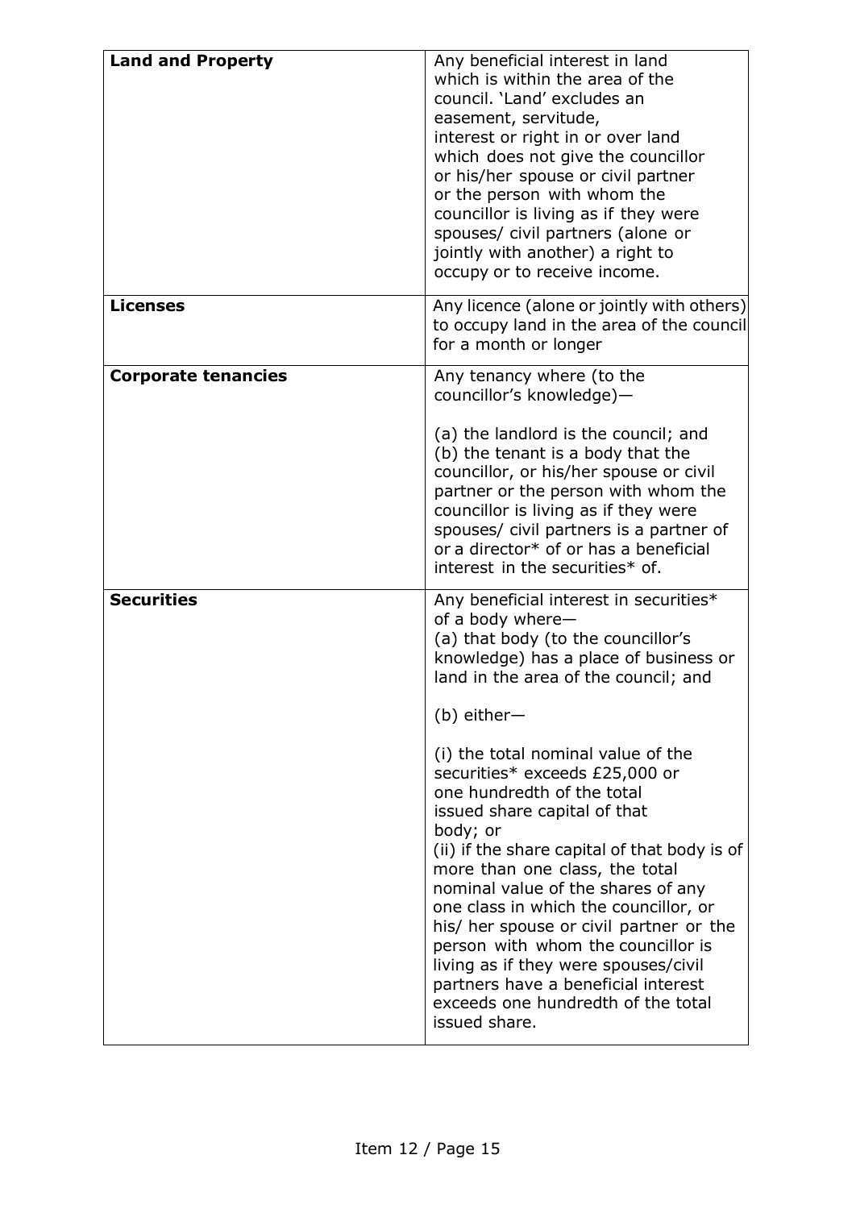| | |
|---|---|
| **Land and Property** | Any beneficial interest in land which is within the area of the council. 'Land' excludes an easement, servitude, interest or right in or over land which does not give the councillor or his/her spouse or civil partner or the person with whom the councillor is living as if they were spouses/ civil partners (alone or jointly with another) a right to occupy or to receive income. |
| **Licenses** | Any licence (alone or jointly with others) to occupy land in the area of the council for a month or longer |
| **Corporate tenancies** | Any tenancy where (to the councillor's knowledge)— <br><br> (a) the landlord is the council; and <br> (b) the tenant is a body that the councillor, or his/her spouse or civil partner or the person with whom the councillor is living as if they were spouses/ civil partners is a partner of or a director* of or has a beneficial interest in the securities* of. |
| **Securities** | Any beneficial interest in securities* of a body where— <br> (a) that body (to the councillor's knowledge) has a place of business or land in the area of the council; and <br><br> (b) either— <br><br> (i) the total nominal value of the securities* exceeds £25,000 or one hundredth of the total issued share capital of that body; or <br> (ii) if the share capital of that body is of more than one class, the total nominal value of the shares of any one class in which the councillor, or his/ her spouse or civil partner or the person with whom the councillor is living as if they were spouses/civil partners have a beneficial interest exceeds one hundredth of the total issued share. |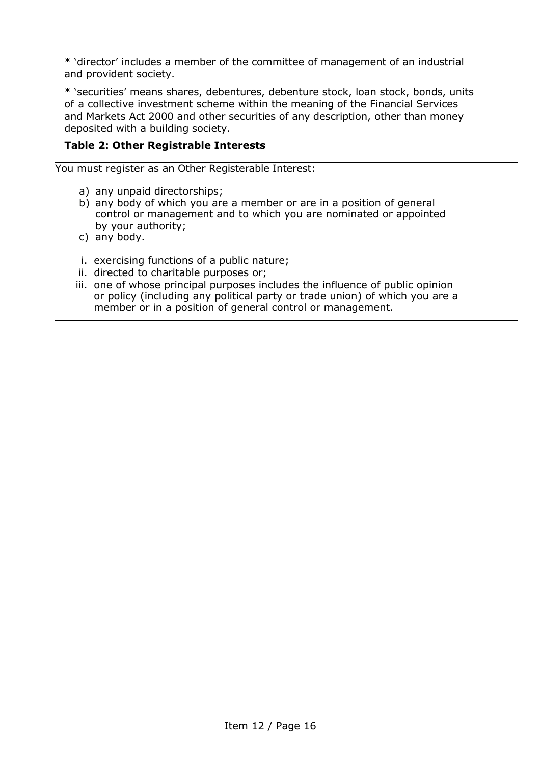* 'director' includes a member of the committee of management of an industrial and provident society.

* 'securities' means shares, debentures, debenture stock, loan stock, bonds, units of a collective investment scheme within the meaning of the Financial Services and Markets Act 2000 and other securities of any description, other than money deposited with a building society.

**Table 2: Other Registrable Interests**

You must register as an Other Registerable Interest:

a) any unpaid directorships;
b) any body of which you are a member or are in a position of general control or management and to which you are nominated or appointed by your authority;
c) any body.

i. exercising functions of a public nature;
ii. directed to charitable purposes or;
iii. one of whose principal purposes includes the influence of public opinion or policy (including any political party or trade union) of which you are a member or in a position of general control or management.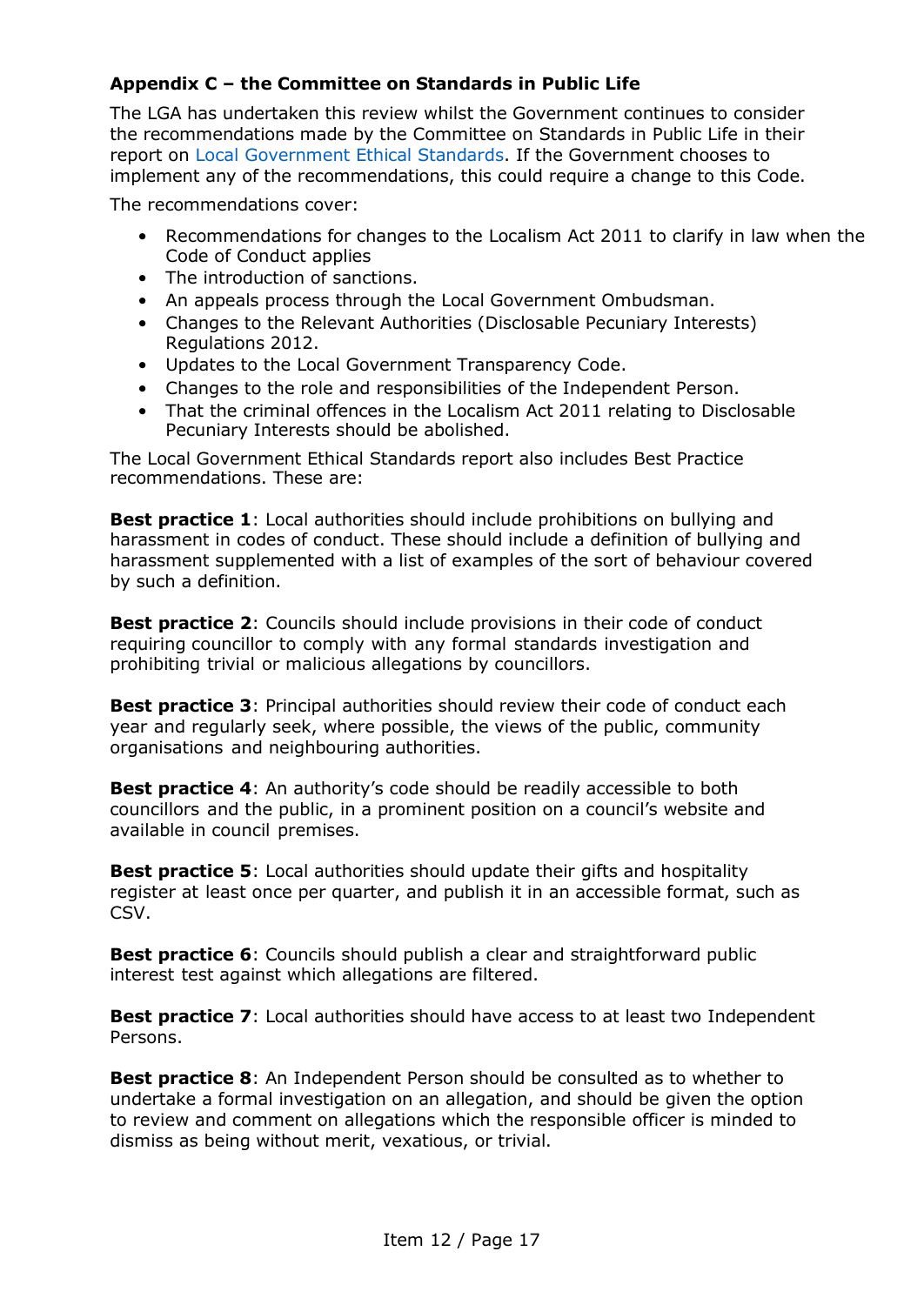### Appendix C – the Committee on Standards in Public Life

The LGA has undertaken this review whilst the Government continues to consider the recommendations made by the Committee on Standards in Public Life in their report on Local Government Ethical Standards. If the Government chooses to implement any of the recommendations, this could require a change to this Code.

The recommendations cover:

- Recommendations for changes to the Localism Act 2011 to clarify in law when the Code of Conduct applies
- The introduction of sanctions.
- An appeals process through the Local Government Ombudsman.
- Changes to the Relevant Authorities (Disclosable Pecuniary Interests) Regulations 2012.
- Updates to the Local Government Transparency Code.
- Changes to the role and responsibilities of the Independent Person.
- That the criminal offences in the Localism Act 2011 relating to Disclosable Pecuniary Interests should be abolished.

The Local Government Ethical Standards report also includes Best Practice recommendations. These are:

**Best practice 1**: Local authorities should include prohibitions on bullying and harassment in codes of conduct. These should include a definition of bullying and harassment supplemented with a list of examples of the sort of behaviour covered by such a definition.

**Best practice 2**: Councils should include provisions in their code of conduct requiring councillor to comply with any formal standards investigation and prohibiting trivial or malicious allegations by councillors.

**Best practice 3**: Principal authorities should review their code of conduct each year and regularly seek, where possible, the views of the public, community organisations and neighbouring authorities.

**Best practice 4**: An authority's code should be readily accessible to both councillors and the public, in a prominent position on a council's website and available in council premises.

**Best practice 5**: Local authorities should update their gifts and hospitality register at least once per quarter, and publish it in an accessible format, such as CSV.

**Best practice 6**: Councils should publish a clear and straightforward public interest test against which allegations are filtered.

**Best practice 7**: Local authorities should have access to at least two Independent Persons.

**Best practice 8**: An Independent Person should be consulted as to whether to undertake a formal investigation on an allegation, and should be given the option to review and comment on allegations which the responsible officer is minded to dismiss as being without merit, vexatious, or trivial.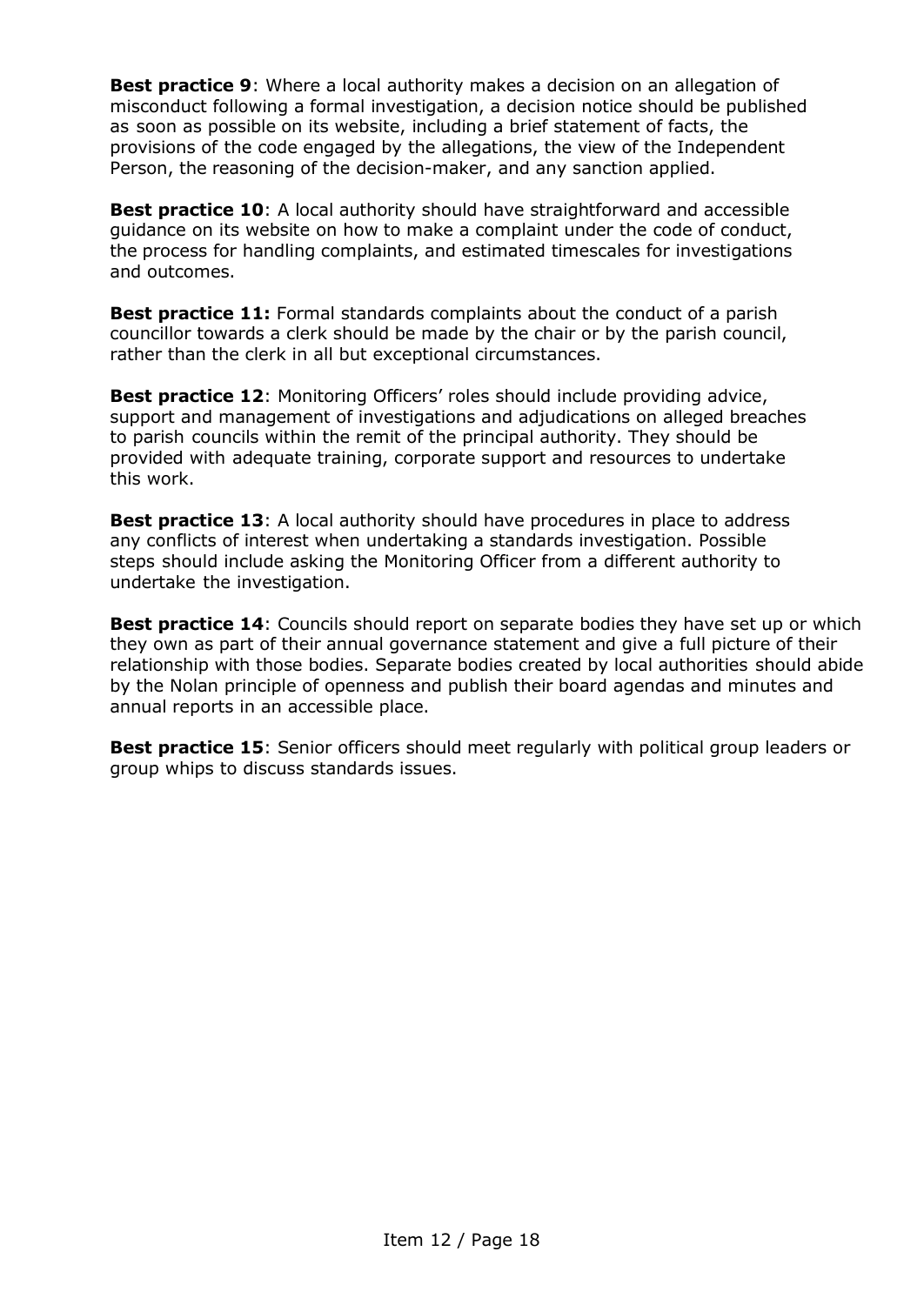**Best practice 9**: Where a local authority makes a decision on an allegation of misconduct following a formal investigation, a decision notice should be published as soon as possible on its website, including a brief statement of facts, the provisions of the code engaged by the allegations, the view of the Independent Person, the reasoning of the decision-maker, and any sanction applied.

**Best practice 10**: A local authority should have straightforward and accessible guidance on its website on how to make a complaint under the code of conduct, the process for handling complaints, and estimated timescales for investigations and outcomes.

**Best practice 11:** Formal standards complaints about the conduct of a parish councillor towards a clerk should be made by the chair or by the parish council, rather than the clerk in all but exceptional circumstances.

**Best practice 12**: Monitoring Officers' roles should include providing advice, support and management of investigations and adjudications on alleged breaches to parish councils within the remit of the principal authority. They should be provided with adequate training, corporate support and resources to undertake this work.

**Best practice 13**: A local authority should have procedures in place to address any conflicts of interest when undertaking a standards investigation. Possible steps should include asking the Monitoring Officer from a different authority to undertake the investigation.

**Best practice 14**: Councils should report on separate bodies they have set up or which they own as part of their annual governance statement and give a full picture of their relationship with those bodies. Separate bodies created by local authorities should abide by the Nolan principle of openness and publish their board agendas and minutes and annual reports in an accessible place.

**Best practice 15**: Senior officers should meet regularly with political group leaders or group whips to discuss standards issues.